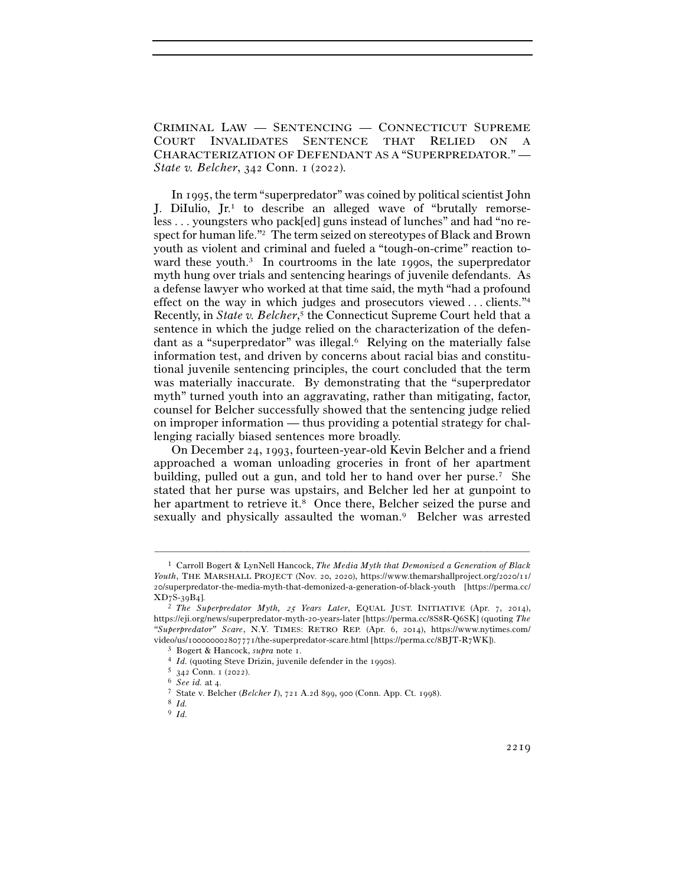CRIMINAL LAW — SENTENCING — CONNECTICUT SUPREME COURT INVALIDATES SENTENCE THAT RELIED ON A CHARACTERIZATION OF DEFENDANT AS A "SUPERPREDATOR." — *State v. Belcher*, 342 Conn. 1 (2022).

In 1995, the term "superpredator" was coined by political scientist John J. DiIulio, Jr.[1] to describe an alleged wave of "brutally remorseless . . . youngsters who pack[ed] guns instead of lunches" and had "no respect for human life."[2] The term seized on stereotypes of Black and Brown youth as violent and criminal and fueled a "tough-on-crime" reaction toward these youth.[3] In courtrooms in the late 1990s, the superpredator myth hung over trials and sentencing hearings of juvenile defendants. As a defense lawyer who worked at that time said, the myth "had a profound effect on the way in which judges and prosecutors viewed . . . clients."[4] Recently, in *State v. Belcher*,[5] the Connecticut Supreme Court held that a sentence in which the judge relied on the characterization of the defendant as a "superpredator" was illegal.[6] Relying on the materially false information test, and driven by concerns about racial bias and constitutional juvenile sentencing principles, the court concluded that the term was materially inaccurate. By demonstrating that the "superpredator myth" turned youth into an aggravating, rather than mitigating, factor, counsel for Belcher successfully showed that the sentencing judge relied on improper information — thus providing a potential strategy for challenging racially biased sentences more broadly.

On December 24, 1993, fourteen-year-old Kevin Belcher and a friend approached a woman unloading groceries in front of her apartment building, pulled out a gun, and told her to hand over her purse.[7] She stated that her purse was upstairs, and Belcher led her at gunpoint to her apartment to retrieve it.[8] Once there, Belcher seized the purse and sexually and physically assaulted the woman.[9] Belcher was arrested

---

[1] Carroll Bogert & LynNell Hancock, *The Media Myth that Demonized a Generation of Black Youth*, THE MARSHALL PROJECT (Nov. 20, 2020), https://www.themarshallproject.org/2020/11/20/superpredator-the-media-myth-that-demonized-a-generation-of-black-youth [https://perma.cc/XD7S-39B4].

[2] *The Superpredator Myth, 25 Years Later*, EQUAL JUST. INITIATIVE (Apr. 7, 2014), https://eji.org/news/superpredator-myth-20-years-later [https://perma.cc/8S8R-Q6SK] (quoting *The "Superpredator" Scare*, N.Y. TIMES: RETRO REP. (Apr. 6, 2014), https://www.nytimes.com/video/us/100000002807771/the-superpredator-scare.html [https://perma.cc/8BJT-R7WK]).

[3] Bogert & Hancock, *supra* note 1.

[4] *Id.* (quoting Steve Drizin, juvenile defender in the 1990s).

[5] 342 Conn. 1 (2022).

[6] *See id.* at 4.

[7] State v. Belcher (*Belcher I*), 721 A.2d 899, 900 (Conn. App. Ct. 1998).

[8] *Id.*

[9] *Id.*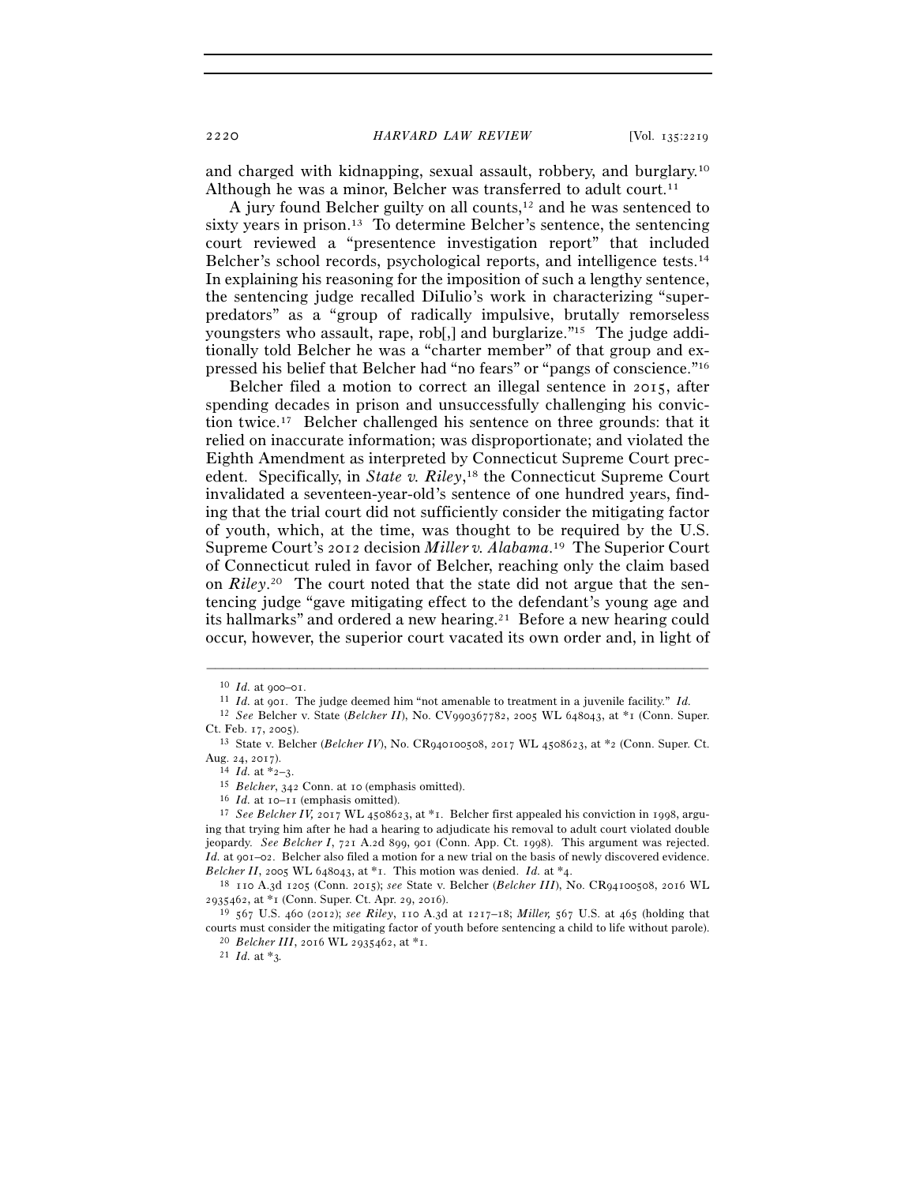and charged with kidnapping, sexual assault, robbery, and burglary.[10] Although he was a minor, Belcher was transferred to adult court.[11]

A jury found Belcher guilty on all counts,[12] and he was sentenced to sixty years in prison.[13] To determine Belcher's sentence, the sentencing court reviewed a "presentence investigation report" that included Belcher's school records, psychological reports, and intelligence tests.[14] In explaining his reasoning for the imposition of such a lengthy sentence, the sentencing judge recalled DiIulio's work in characterizing "super-predators" as a "group of radically impulsive, brutally remorseless youngsters who assault, rape, rob[,] and burglarize."[15] The judge additionally told Belcher he was a "charter member" of that group and expressed his belief that Belcher had "no fears" or "pangs of conscience."[16]

Belcher filed a motion to correct an illegal sentence in 2015, after spending decades in prison and unsuccessfully challenging his conviction twice.[17] Belcher challenged his sentence on three grounds: that it relied on inaccurate information; was disproportionate; and violated the Eighth Amendment as interpreted by Connecticut Supreme Court precedent. Specifically, in *State v. Riley*,[18] the Connecticut Supreme Court invalidated a seventeen-year-old's sentence of one hundred years, finding that the trial court did not sufficiently consider the mitigating factor of youth, which, at the time, was thought to be required by the U.S. Supreme Court's 2012 decision *Miller v. Alabama*.[19] The Superior Court of Connecticut ruled in favor of Belcher, reaching only the claim based on *Riley*.[20] The court noted that the state did not argue that the sentencing judge "gave mitigating effect to the defendant's young age and its hallmarks" and ordered a new hearing.[21] Before a new hearing could occur, however, the superior court vacated its own order and, in light of

---

[10] *Id.* at 900–01.

[11] *Id.* at 901. The judge deemed him "not amenable to treatment in a juvenile facility." *Id.*

[12] *See* Belcher v. State (*Belcher II*), No. CV990367782, 2005 WL 648043, at *1 (Conn. Super. Ct. Feb. 17, 2005).

[13] State v. Belcher (*Belcher IV*), No. CR940100508, 2017 WL 4508623, at *2 (Conn. Super. Ct. Aug. 24, 2017).

[14] *Id.* at *2–3.

[15] *Belcher*, 342 Conn. at 10 (emphasis omitted).

[16] *Id.* at 10–11 (emphasis omitted).

[17] *See Belcher IV*, 2017 WL 4508623, at *1. Belcher first appealed his conviction in 1998, arguing that trying him after he had a hearing to adjudicate his removal to adult court violated double jeopardy. *See Belcher I*, 721 A.2d 899, 901 (Conn. App. Ct. 1998). This argument was rejected. *Id.* at 901–02. Belcher also filed a motion for a new trial on the basis of newly discovered evidence. *Belcher II*, 2005 WL 648043, at *1. This motion was denied. *Id.* at *4.

[18] 110 A.3d 1205 (Conn. 2015); *see* State v. Belcher (*Belcher III*), No. CR94100508, 2016 WL 2935462, at *1 (Conn. Super. Ct. Apr. 29, 2016).

[19] 567 U.S. 460 (2012); *see Riley*, 110 A.3d at 1217–18; *Miller*, 567 U.S. at 465 (holding that courts must consider the mitigating factor of youth before sentencing a child to life without parole).

[20] *Belcher III*, 2016 WL 2935462, at *1.

[21] *Id.* at *3.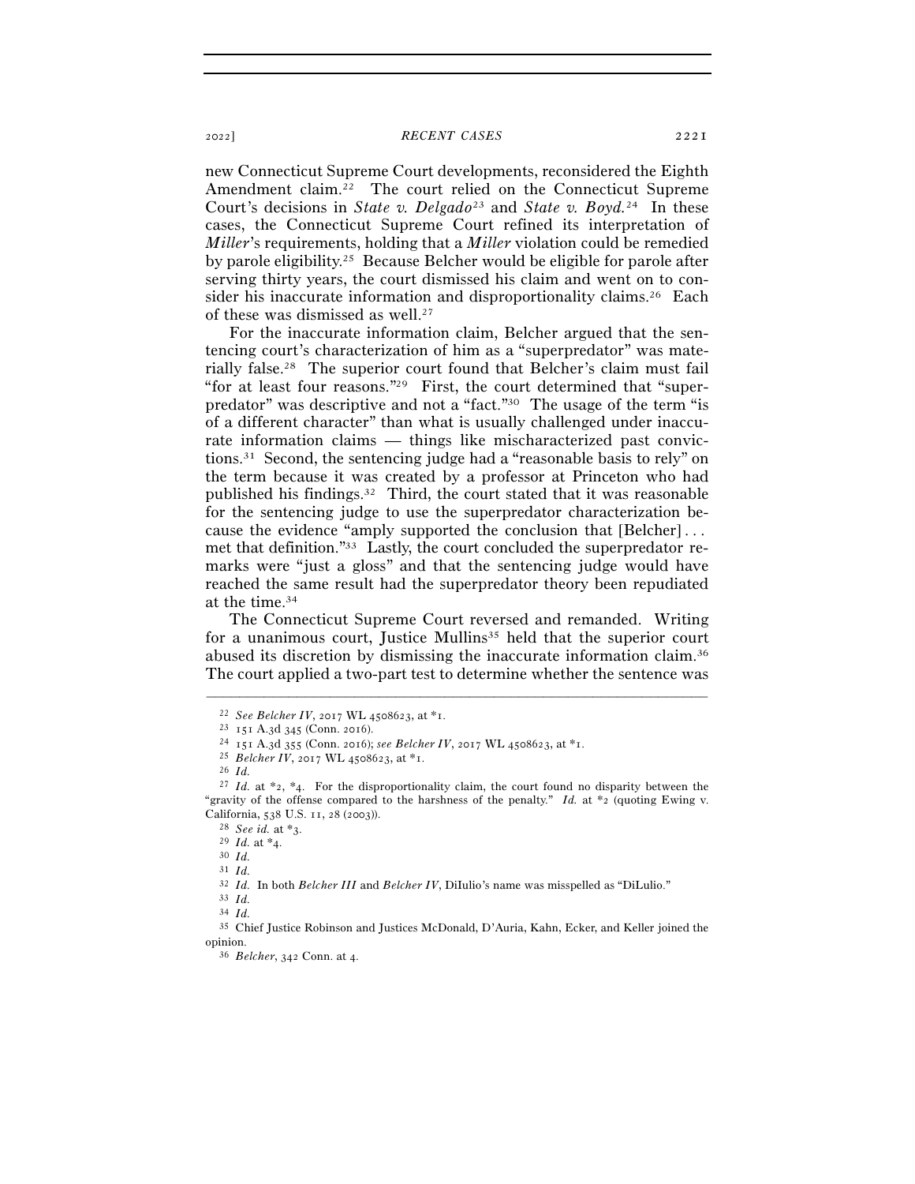new Connecticut Supreme Court developments, reconsidered the Eighth Amendment claim.[22] The court relied on the Connecticut Supreme Court's decisions in *State v. Delgado*[23] and *State v. Boyd.*[24] In these cases, the Connecticut Supreme Court refined its interpretation of *Miller*'s requirements, holding that a *Miller* violation could be remedied by parole eligibility.[25] Because Belcher would be eligible for parole after serving thirty years, the court dismissed his claim and went on to consider his inaccurate information and disproportionality claims.[26] Each of these was dismissed as well.[27]

For the inaccurate information claim, Belcher argued that the sentencing court's characterization of him as a "superpredator" was materially false.[28] The superior court found that Belcher's claim must fail "for at least four reasons."[29] First, the court determined that "superpredator" was descriptive and not a "fact."[30] The usage of the term "is of a different character" than what is usually challenged under inaccurate information claims — things like mischaracterized past convictions.[31] Second, the sentencing judge had a "reasonable basis to rely" on the term because it was created by a professor at Princeton who had published his findings.[32] Third, the court stated that it was reasonable for the sentencing judge to use the superpredator characterization because the evidence "amply supported the conclusion that [Belcher] . . . met that definition."[33] Lastly, the court concluded the superpredator remarks were "just a gloss" and that the sentencing judge would have reached the same result had the superpredator theory been repudiated at the time.[34]

The Connecticut Supreme Court reversed and remanded. Writing for a unanimous court, Justice Mullins[35] held that the superior court abused its discretion by dismissing the inaccurate information claim.[36] The court applied a two-part test to determine whether the sentence was

---

[22] *See Belcher IV*, 2017 WL 4508623, at \*1.

[23] 151 A.3d 345 (Conn. 2016).

[24] 151 A.3d 355 (Conn. 2016); *see Belcher IV*, 2017 WL 4508623, at \*1.

[25] *Belcher IV*, 2017 WL 4508623, at \*1.

[26] *Id.*

[27] *Id.* at \*2, \*4. For the disproportionality claim, the court found no disparity between the "gravity of the offense compared to the harshness of the penalty." *Id.* at \*2 (quoting Ewing v. California, 538 U.S. 11, 28 (2003)).

[28] *See id.* at \*3.

[29] *Id.* at \*4.

[30] *Id.*

[31] *Id.*

[32] *Id.* In both *Belcher III* and *Belcher IV*, DiIulio's name was misspelled as "DiLulio."

[33] *Id.*

[34] *Id.*

[35] Chief Justice Robinson and Justices McDonald, D'Auria, Kahn, Ecker, and Keller joined the opinion.

[36] *Belcher*, 342 Conn. at 4.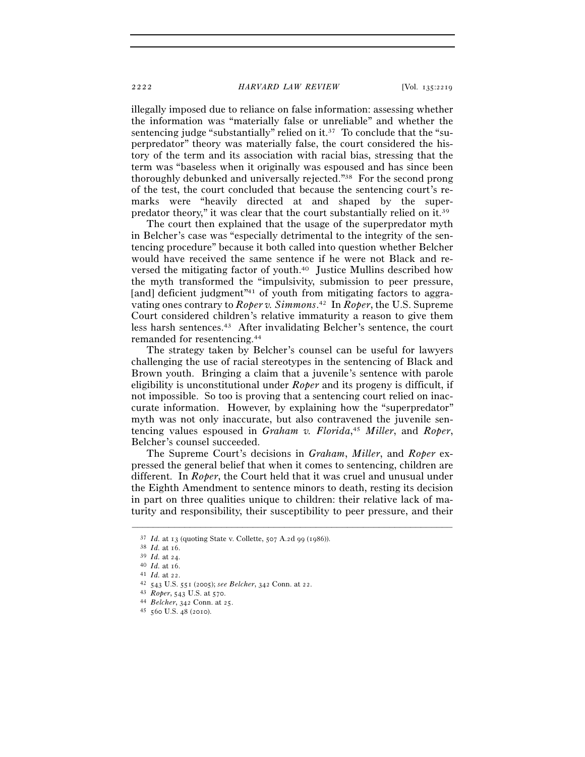illegally imposed due to reliance on false information: assessing whether the information was "materially false or unreliable" and whether the sentencing judge "substantially" relied on it.[37] To conclude that the "superpredator" theory was materially false, the court considered the history of the term and its association with racial bias, stressing that the term was "baseless when it originally was espoused and has since been thoroughly debunked and universally rejected."[38] For the second prong of the test, the court concluded that because the sentencing court's remarks were "heavily directed at and shaped by the superpredator theory," it was clear that the court substantially relied on it.[39]

The court then explained that the usage of the superpredator myth in Belcher's case was "especially detrimental to the integrity of the sentencing procedure" because it both called into question whether Belcher would have received the same sentence if he were not Black and reversed the mitigating factor of youth.[40] Justice Mullins described how the myth transformed the "impulsivity, submission to peer pressure, [and] deficient judgment"[41] of youth from mitigating factors to aggravating ones contrary to *Roper v. Simmons*.[42] In *Roper*, the U.S. Supreme Court considered children's relative immaturity a reason to give them less harsh sentences.[43] After invalidating Belcher's sentence, the court remanded for resentencing.[44]

The strategy taken by Belcher's counsel can be useful for lawyers challenging the use of racial stereotypes in the sentencing of Black and Brown youth. Bringing a claim that a juvenile's sentence with parole eligibility is unconstitutional under *Roper* and its progeny is difficult, if not impossible. So too is proving that a sentencing court relied on inaccurate information. However, by explaining how the "superpredator" myth was not only inaccurate, but also contravened the juvenile sentencing values espoused in *Graham v. Florida*,[45] *Miller*, and *Roper*, Belcher's counsel succeeded.

The Supreme Court's decisions in *Graham*, *Miller*, and *Roper* expressed the general belief that when it comes to sentencing, children are different. In *Roper*, the Court held that it was cruel and unusual under the Eighth Amendment to sentence minors to death, resting its decision in part on three qualities unique to children: their relative lack of maturity and responsibility, their susceptibility to peer pressure, and their

---

[37] *Id.* at 13 (quoting State v. Collette, 507 A.2d 99 (1986)).

[38] *Id.* at 16.

[39] *Id.* at 24.

[40] *Id.* at 16.

[41] *Id.* at 22.

[42] 543 U.S. 551 (2005); *see Belcher*, 342 Conn. at 22.

[43] *Roper*, 543 U.S. at 570.

[44] *Belcher*, 342 Conn. at 25.

[45] 560 U.S. 48 (2010).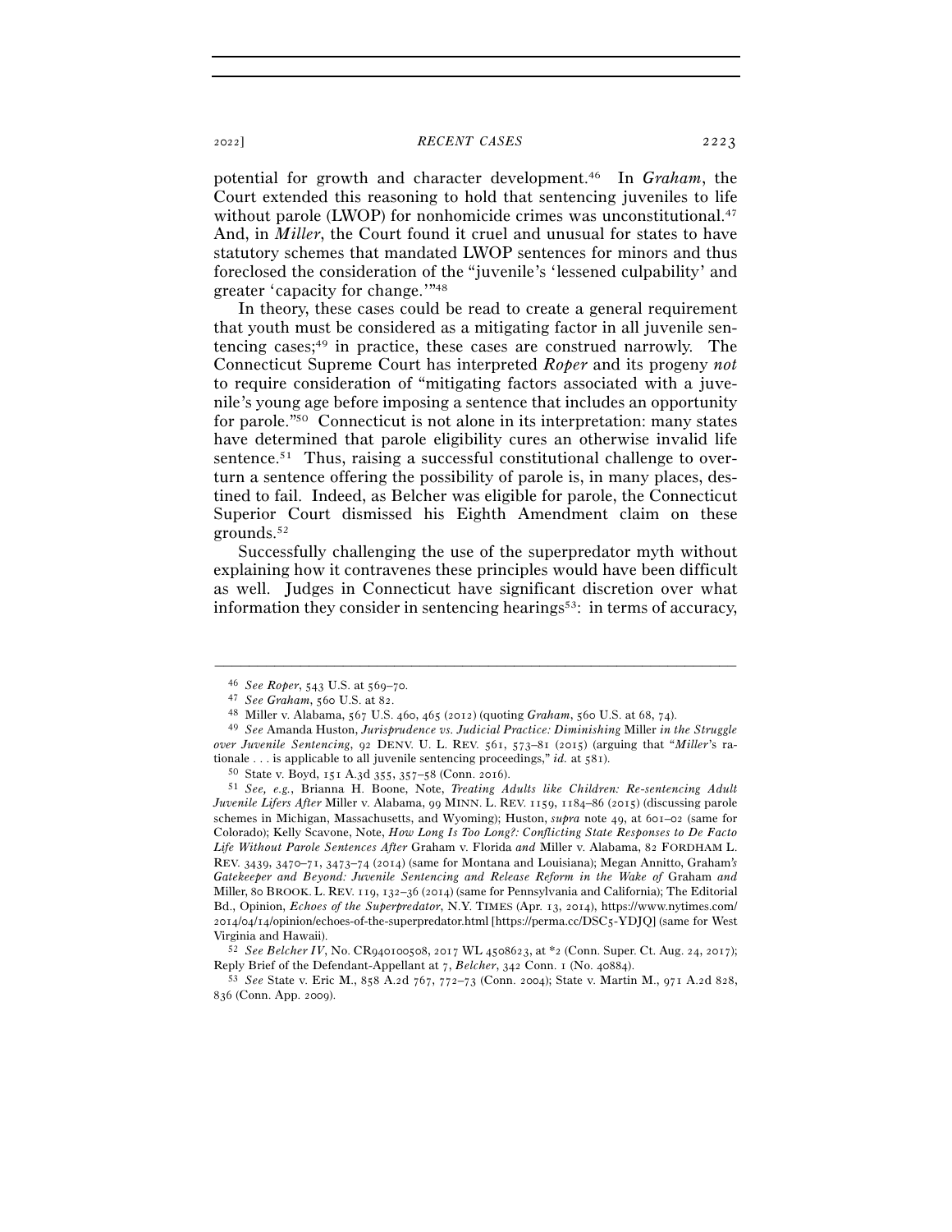potential for growth and character development.[46] In *Graham*, the Court extended this reasoning to hold that sentencing juveniles to life without parole (LWOP) for nonhomicide crimes was unconstitutional.[47] And, in *Miller*, the Court found it cruel and unusual for states to have statutory schemes that mandated LWOP sentences for minors and thus foreclosed the consideration of the "juvenile's 'lessened culpability' and greater 'capacity for change.'"[48]

In theory, these cases could be read to create a general requirement that youth must be considered as a mitigating factor in all juvenile sentencing cases;[49] in practice, these cases are construed narrowly. The Connecticut Supreme Court has interpreted *Roper* and its progeny *not* to require consideration of "mitigating factors associated with a juvenile's young age before imposing a sentence that includes an opportunity for parole."[50] Connecticut is not alone in its interpretation: many states have determined that parole eligibility cures an otherwise invalid life sentence.[51] Thus, raising a successful constitutional challenge to overturn a sentence offering the possibility of parole is, in many places, destined to fail. Indeed, as Belcher was eligible for parole, the Connecticut Superior Court dismissed his Eighth Amendment claim on these grounds.[52]

Successfully challenging the use of the superpredator myth without explaining how it contravenes these principles would have been difficult as well. Judges in Connecticut have significant discretion over what information they consider in sentencing hearings[53]: in terms of accuracy,

---

[46] *See Roper*, 543 U.S. at 569–70.

[47] *See Graham*, 560 U.S. at 82.

[48] Miller v. Alabama, 567 U.S. 460, 465 (2012) (quoting *Graham*, 560 U.S. at 68, 74).

[49] *See* Amanda Huston, *Jurisprudence vs. Judicial Practice: Diminishing* Miller *in the Struggle over Juvenile Sentencing*, 92 DENV. U. L. REV. 561, 573–81 (2015) (arguing that "*Miller*'s rationale . . . is applicable to all juvenile sentencing proceedings," *id.* at 581).

[50] State v. Boyd, 151 A.3d 355, 357–58 (Conn. 2016).

[51] *See, e.g.*, Brianna H. Boone, Note, *Treating Adults like Children: Re-sentencing Adult Juvenile Lifers After* Miller v. Alabama, 99 MINN. L. REV. 1159, 1184–86 (2015) (discussing parole schemes in Michigan, Massachusetts, and Wyoming); Huston, *supra* note 49, at 601–02 (same for Colorado); Kelly Scavone, Note, *How Long Is Too Long?: Conflicting State Responses to De Facto Life Without Parole Sentences After* Graham v. Florida *and* Miller v. Alabama, 82 FORDHAM L. REV. 3439, 3470–71, 3473–74 (2014) (same for Montana and Louisiana); Megan Annitto, Graham*'s Gatekeeper and Beyond: Juvenile Sentencing and Release Reform in the Wake of* Graham *and* Miller, 80 BROOK. L. REV. 119, 132–36 (2014) (same for Pennsylvania and California); The Editorial Bd., Opinion, *Echoes of the Superpredator*, N.Y. TIMES (Apr. 13, 2014), https://www.nytimes.com/2014/04/14/opinion/echoes-of-the-superpredator.html [https://perma.cc/DSC5-YDJQ] (same for West Virginia and Hawaii).

[52] *See Belcher IV*, No. CR940100508, 2017 WL 4508623, at *2 (Conn. Super. Ct. Aug. 24, 2017); Reply Brief of the Defendant-Appellant at 7, *Belcher*, 342 Conn. 1 (No. 40884).

[53] *See* State v. Eric M., 858 A.2d 767, 772–73 (Conn. 2004); State v. Martin M., 971 A.2d 828, 836 (Conn. App. 2009).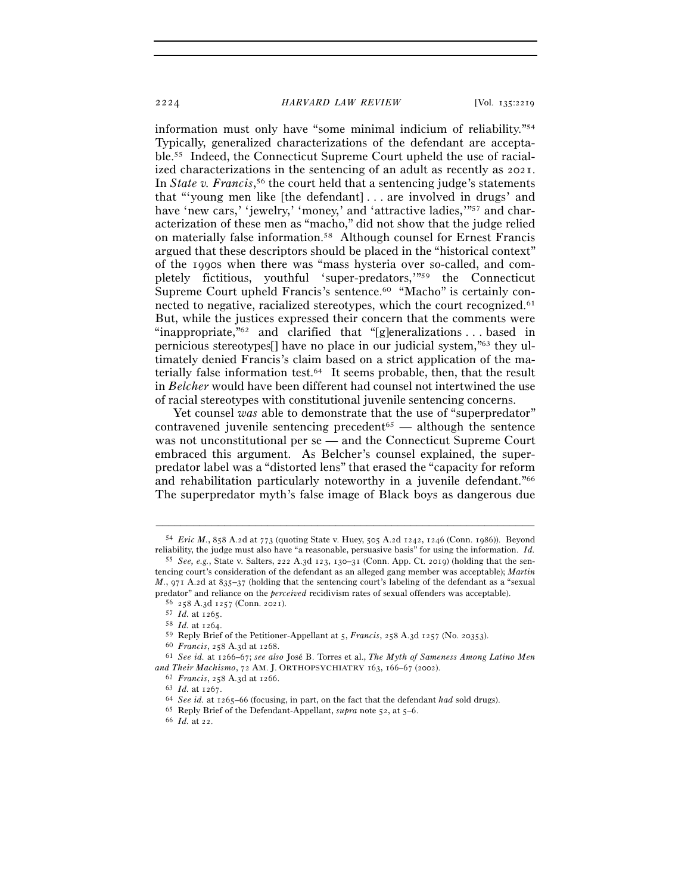information must only have "some minimal indicium of reliability."[54] Typically, generalized characterizations of the defendant are acceptable.[55] Indeed, the Connecticut Supreme Court upheld the use of racialized characterizations in the sentencing of an adult as recently as 2021. In *State v. Francis*,[56] the court held that a sentencing judge's statements that "'young men like [the defendant] . . . are involved in drugs' and have 'new cars,' 'jewelry,' 'money,' and 'attractive ladies,'"[57] and characterization of these men as "macho," did not show that the judge relied on materially false information.[58] Although counsel for Ernest Francis argued that these descriptors should be placed in the "historical context" of the 1990s when there was "mass hysteria over so-called, and completely fictitious, youthful 'super-predators,'"[59] the Connecticut Supreme Court upheld Francis's sentence.[60] "Macho" is certainly connected to negative, racialized stereotypes, which the court recognized.[61] But, while the justices expressed their concern that the comments were "inappropriate,"[62] and clarified that "[g]eneralizations . . . based in pernicious stereotypes[] have no place in our judicial system,"[63] they ultimately denied Francis's claim based on a strict application of the materially false information test.[64] It seems probable, then, that the result in *Belcher* would have been different had counsel not intertwined the use of racial stereotypes with constitutional juvenile sentencing concerns.

Yet counsel *was* able to demonstrate that the use of "superpredator" contravened juvenile sentencing precedent[65] — although the sentence was not unconstitutional per se — and the Connecticut Supreme Court embraced this argument. As Belcher's counsel explained, the superpredator label was a "distorted lens" that erased the "capacity for reform and rehabilitation particularly noteworthy in a juvenile defendant."[66] The superpredator myth's false image of Black boys as dangerous due

---

[54] *Eric M.*, 858 A.2d at 773 (quoting State v. Huey, 505 A.2d 1242, 1246 (Conn. 1986)). Beyond reliability, the judge must also have "a reasonable, persuasive basis" for using the information. *Id.*

[55] *See, e.g.*, State v. Salters, 222 A.3d 123, 130–31 (Conn. App. Ct. 2019) (holding that the sentencing court's consideration of the defendant as an alleged gang member was acceptable); *Martin M.*, 971 A.2d at 835–37 (holding that the sentencing court's labeling of the defendant as a "sexual predator" and reliance on the *perceived* recidivism rates of sexual offenders was acceptable).

[56] 258 A.3d 1257 (Conn. 2021).

[57] *Id.* at 1265.

[58] *Id.* at 1264.

[59] Reply Brief of the Petitioner-Appellant at 5, *Francis*, 258 A.3d 1257 (No. 20353).

[60] *Francis*, 258 A.3d at 1268.

[61] *See id.* at 1266–67; *see also* José B. Torres et al., *The Myth of Sameness Among Latino Men and Their Machismo*, 72 AM. J. ORTHOPSYCHIATRY 163, 166–67 (2002).

[62] *Francis*, 258 A.3d at 1266.

[63] *Id.* at 1267.

[64] *See id.* at 1265–66 (focusing, in part, on the fact that the defendant *had* sold drugs).

[65] Reply Brief of the Defendant-Appellant, *supra* note 52, at 5–6.

[66] *Id.* at 22.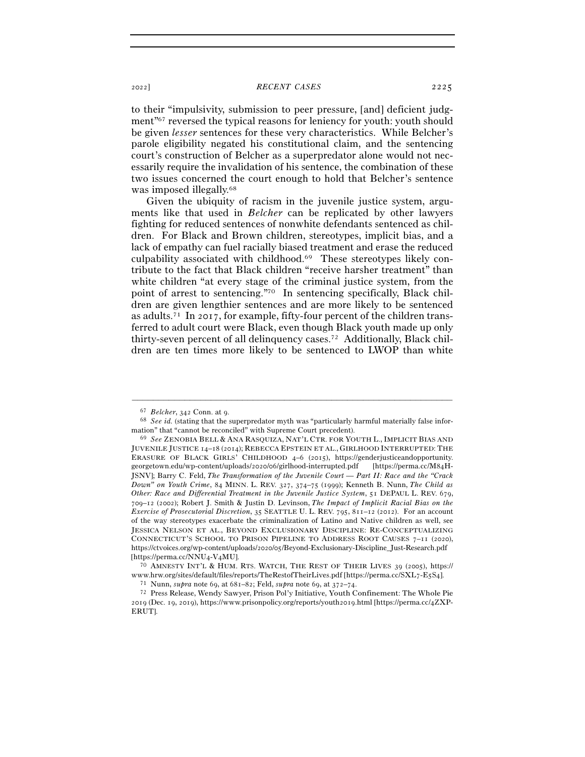to their "impulsivity, submission to peer pressure, [and] deficient judgment"[67] reversed the typical reasons for leniency for youth: youth should be given *lesser* sentences for these very characteristics. While Belcher's parole eligibility negated his constitutional claim, and the sentencing court's construction of Belcher as a superpredator alone would not necessarily require the invalidation of his sentence, the combination of these two issues concerned the court enough to hold that Belcher's sentence was imposed illegally.[68]

Given the ubiquity of racism in the juvenile justice system, arguments like that used in *Belcher* can be replicated by other lawyers fighting for reduced sentences of nonwhite defendants sentenced as children. For Black and Brown children, stereotypes, implicit bias, and a lack of empathy can fuel racially biased treatment and erase the reduced culpability associated with childhood.[69] These stereotypes likely contribute to the fact that Black children "receive harsher treatment" than white children "at every stage of the criminal justice system, from the point of arrest to sentencing."[70] In sentencing specifically, Black children are given lengthier sentences and are more likely to be sentenced as adults.[71] In 2017, for example, fifty-four percent of the children transferred to adult court were Black, even though Black youth made up only thirty-seven percent of all delinquency cases.[72] Additionally, Black children are ten times more likely to be sentenced to LWOP than white

---

[67] *Belcher*, 342 Conn. at 9.

[68] *See id.* (stating that the superpredator myth was "particularly harmful materially false information" that "cannot be reconciled" with Supreme Court precedent).

[69] *See* ZENOBIA BELL & ANA RASQUIZA, NAT'L CTR. FOR YOUTH L., IMPLICIT BIAS AND JUVENILE JUSTICE 14–18 (2014); REBECCA EPSTEIN ET AL., GIRLHOOD INTERRUPTED: THE ERASURE OF BLACK GIRLS' CHILDHOOD 4–6 (2015), https://genderjusticeandopportunity.georgetown.edu/wp-content/uploads/2020/06/girlhood-interrupted.pdf [https://perma.cc/M84H-JSNV]; Barry C. Feld, *The Transformation of the Juvenile Court — Part II: Race and the "Crack Down" on Youth Crime*, 84 MINN. L. REV. 327, 374–75 (1999); Kenneth B. Nunn, *The Child as Other: Race and Differential Treatment in the Juvenile Justice System*, 51 DEPAUL L. REV. 679, 709–12 (2002); Robert J. Smith & Justin D. Levinson, *The Impact of Implicit Racial Bias on the Exercise of Prosecutorial Discretion*, 35 SEATTLE U. L. REV. 795, 811–12 (2012). For an account of the way stereotypes exacerbate the criminalization of Latino and Native children as well, see JESSICA NELSON ET AL., BEYOND EXCLUSIONARY DISCIPLINE: RE-CONCEPTUALIZING CONNECTICUT'S SCHOOL TO PRISON PIPELINE TO ADDRESS ROOT CAUSES 7–11 (2020), https://ctvoices.org/wp-content/uploads/2020/05/Beyond-Exclusionary-Discipline_Just-Research.pdf [https://perma.cc/NNU4-V4MU].

[70] AMNESTY INT'L & HUM. RTS. WATCH, THE REST OF THEIR LIVES 39 (2005), https://www.hrw.org/sites/default/files/reports/TheRestofTheirLives.pdf [https://perma.cc/SXL7-E5S4].

[71] Nunn, *supra* note 69, at 681–82; Feld, *supra* note 69, at 372–74.

[72] Press Release, Wendy Sawyer, Prison Pol'y Initiative, Youth Confinement: The Whole Pie 2019 (Dec. 19, 2019), https://www.prisonpolicy.org/reports/youth2019.html [https://perma.cc/4ZXP-ERUT].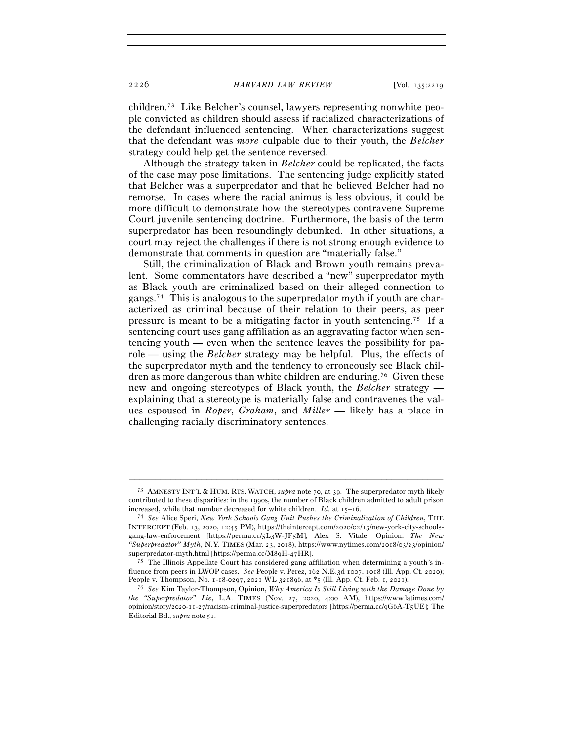children.[73] Like Belcher's counsel, lawyers representing nonwhite people convicted as children should assess if racialized characterizations of the defendant influenced sentencing. When characterizations suggest that the defendant was *more* culpable due to their youth, the *Belcher* strategy could help get the sentence reversed.

Although the strategy taken in *Belcher* could be replicated, the facts of the case may pose limitations. The sentencing judge explicitly stated that Belcher was a superpredator and that he believed Belcher had no remorse. In cases where the racial animus is less obvious, it could be more difficult to demonstrate how the stereotypes contravene Supreme Court juvenile sentencing doctrine. Furthermore, the basis of the term superpredator has been resoundingly debunked. In other situations, a court may reject the challenges if there is not strong enough evidence to demonstrate that comments in question are "materially false."

Still, the criminalization of Black and Brown youth remains prevalent. Some commentators have described a "new" superpredator myth as Black youth are criminalized based on their alleged connection to gangs.[74] This is analogous to the superpredator myth if youth are characterized as criminal because of their relation to their peers, as peer pressure is meant to be a mitigating factor in youth sentencing.[75] If a sentencing court uses gang affiliation as an aggravating factor when sentencing youth — even when the sentence leaves the possibility for parole — using the *Belcher* strategy may be helpful. Plus, the effects of the superpredator myth and the tendency to erroneously see Black children as more dangerous than white children are enduring.[76] Given these new and ongoing stereotypes of Black youth, the *Belcher* strategy — explaining that a stereotype is materially false and contravenes the values espoused in *Roper*, *Graham*, and *Miller* — likely has a place in challenging racially discriminatory sentences.

---

[73] AMNESTY INT'L & HUM. RTS. WATCH, *supra* note 70, at 39. The superpredator myth likely contributed to these disparities: in the 1990s, the number of Black children admitted to adult prison increased, while that number decreased for white children. *Id.* at 15–16.

[74] *See* Alice Speri, *New York Schools Gang Unit Pushes the Criminalization of Children*, THE INTERCEPT (Feb. 13, 2020, 12:45 PM), https://theintercept.com/2020/02/13/new-york-city-schools-gang-law-enforcement [https://perma.cc/5L3W-JF5M]; Alex S. Vitale, Opinion, *The New "Superpredator" Myth*, N.Y. TIMES (Mar. 23, 2018), https://www.nytimes.com/2018/03/23/opinion/superpredator-myth.html [https://perma.cc/M89H-47HR].

[75] The Illinois Appellate Court has considered gang affiliation when determining a youth's influence from peers in LWOP cases. *See* People v. Perez, 162 N.E.3d 1007, 1018 (Ill. App. Ct. 2020); People v. Thompson, No. 1-18-0297, 2021 WL 321896, at *5 (Ill. App. Ct. Feb. 1, 2021).

[76] *See* Kim Taylor-Thompson, Opinion, *Why America Is Still Living with the Damage Done by the "Superpredator" Lie*, L.A. TIMES (Nov. 27, 2020, 4:00 AM), https://www.latimes.com/opinion/story/2020-11-27/racism-criminal-justice-superpredators [https://perma.cc/9G6A-T5UE]; The Editorial Bd., *supra* note 51.